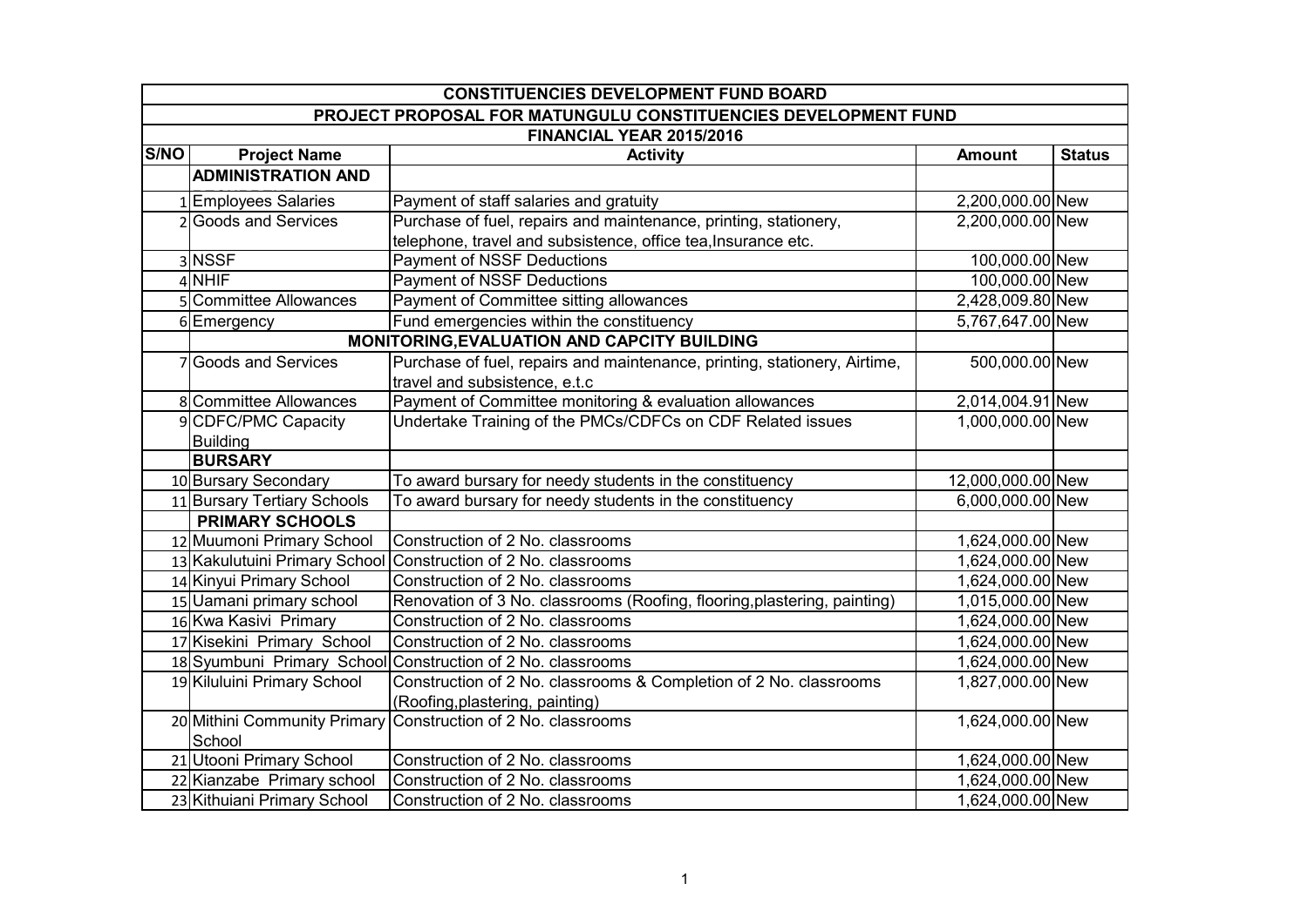| CONSTITUENCIES DEVELOPMENT FUND BOARD | | | | |
|---|---|---|---|---|
| PROJECT PROPOSAL FOR MATUNGULU CONSTITUENCIES DEVELOPMENT FUND | | | | |
| FINANCIAL YEAR 2015/2016 | | | | |
| **S/NO** | **Project Name** | **Activity** | **Amount** | **Status** |
| | **ADMINISTRATION AND** | | | |
| 1 | Employees Salaries | Payment of staff salaries and gratuity | 2,200,000.00 | New |
| 2 | Goods and Services | Purchase of fuel, repairs and maintenance, printing, stationery, telephone, travel and subsistence, office tea,Insurance etc. | 2,200,000.00 | New |
| 3 | NSSF | Payment of NSSF Deductions | 100,000.00 | New |
| 4 | NHIF | Payment of NSSF Deductions | 100,000.00 | New |
| 5 | Committee Allowances | Payment of Committee sitting allowances | 2,428,009.80 | New |
| 6 | Emergency | Fund emergencies within the constituency | 5,767,647.00 | New |
| | | **MONITORING,EVALUATION AND CAPCITY BUILDING** | | |
| 7 | Goods and Services | Purchase of fuel, repairs and maintenance, printing, stationery, Airtime, travel and subsistence, e.t.c | 500,000.00 | New |
| 8 | Committee Allowances | Payment of Committee monitoring & evaluation allowances | 2,014,004.91 | New |
| 9 | CDFC/PMC Capacity Building | Undertake Training of the PMCs/CDFCs on CDF Related issues | 1,000,000.00 | New |
| | **BURSARY** | | | |
| 10 | Bursary Secondary | To award bursary for needy students in the constituency | 12,000,000.00 | New |
| 11 | Bursary Tertiary Schools | To award bursary for needy students in the constituency | 6,000,000.00 | New |
| | **PRIMARY SCHOOLS** | | | |
| 12 | Muumoni Primary School | Construction of 2 No. classrooms | 1,624,000.00 | New |
| 13 | Kakulutuini Primary School | Construction of 2 No. classrooms | 1,624,000.00 | New |
| 14 | Kinyui Primary School | Construction of 2 No. classrooms | 1,624,000.00 | New |
| 15 | Uamani primary school | Renovation of 3 No. classrooms (Roofing, flooring,plastering, painting) | 1,015,000.00 | New |
| 16 | Kwa Kasivi Primary | Construction of 2 No. classrooms | 1,624,000.00 | New |
| 17 | Kisekini Primary School | Construction of 2 No. classrooms | 1,624,000.00 | New |
| 18 | Syumbuni Primary School | Construction of 2 No. classrooms | 1,624,000.00 | New |
| 19 | Kiluluini Primary School | Construction of 2 No. classrooms & Completion of 2 No. classrooms (Roofing,plastering, painting) | 1,827,000.00 | New |
| 20 | Mithini Community Primary School | Construction of 2 No. classrooms | 1,624,000.00 | New |
| 21 | Utooni Primary School | Construction of 2 No. classrooms | 1,624,000.00 | New |
| 22 | Kianzabe Primary school | Construction of 2 No. classrooms | 1,624,000.00 | New |
| 23 | Kithuiani Primary School | Construction of 2 No. classrooms | 1,624,000.00 | New |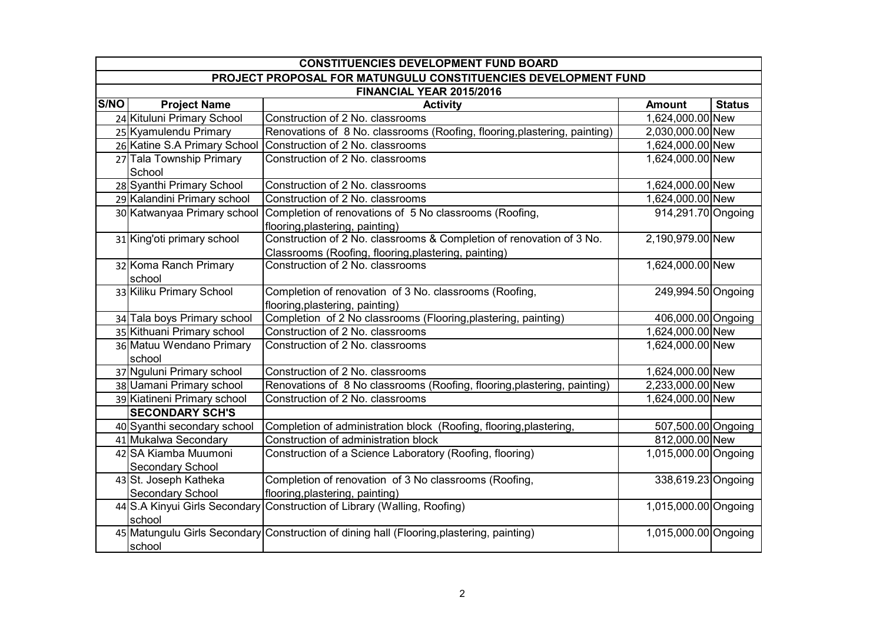| CONSTITUENCIES DEVELOPMENT FUND BOARD | | | | |
|---|---|---|---|---|
| PROJECT PROPOSAL FOR MATUNGULU CONSTITUENCIES DEVELOPMENT FUND | | | | |
| FINANCIAL YEAR 2015/2016 | | | | |
| **S/NO** | **Project Name** | **Activity** | **Amount** | **Status** |
| 24 | Kituluni Primary School | Construction of 2 No. classrooms | 1,624,000.00 | New |
| 25 | Kyamulendu Primary | Renovations of 8 No. classrooms (Roofing, flooring,plastering, painting) | 2,030,000.00 | New |
| 26 | Katine S.A Primary School | Construction of 2 No. classrooms | 1,624,000.00 | New |
| 27 | Tala Township Primary School | Construction of 2 No. classrooms | 1,624,000.00 | New |
| 28 | Syanthi Primary School | Construction of 2 No. classrooms | 1,624,000.00 | New |
| 29 | Kalandini Primary school | Construction of 2 No. classrooms | 1,624,000.00 | New |
| 30 | Katwanyaa Primary school | Completion of renovations of 5 No classrooms (Roofing, flooring,plastering, painting) | 914,291.70 | Ongoing |
| 31 | King'oti primary school | Construction of 2 No. classrooms & Completion of renovation of 3 No. Classrooms (Roofing, flooring,plastering, painting) | 2,190,979.00 | New |
| 32 | Koma Ranch Primary school | Construction of 2 No. classrooms | 1,624,000.00 | New |
| 33 | Kiliku Primary School | Completion of renovation of 3 No. classrooms (Roofing, flooring,plastering, painting) | 249,994.50 | Ongoing |
| 34 | Tala boys Primary school | Completion of 2 No classrooms (Flooring,plastering, painting) | 406,000.00 | Ongoing |
| 35 | Kithuani Primary school | Construction of 2 No. classrooms | 1,624,000.00 | New |
| 36 | Matuu Wendano Primary school | Construction of 2 No. classrooms | 1,624,000.00 | New |
| 37 | Nguluni Primary school | Construction of 2 No. classrooms | 1,624,000.00 | New |
| 38 | Uamani Primary school | Renovations of 8 No classrooms (Roofing, flooring,plastering, painting) | 2,233,000.00 | New |
| 39 | Kiatineni Primary school | Construction of 2 No. classrooms | 1,624,000.00 | New |
| | **SECONDARY SCH'S** | | | |
| 40 | Syanthi secondary school | Completion of administration block (Roofing, flooring,plastering, | 507,500.00 | Ongoing |
| 41 | Mukalwa Secondary | Construction of administration block | 812,000.00 | New |
| 42 | SA Kiamba Muumoni Secondary School | Construction of a Science Laboratory (Roofing, flooring) | 1,015,000.00 | Ongoing |
| 43 | St. Joseph Katheka Secondary School | Completion of renovation of 3 No classrooms (Roofing, flooring,plastering, painting) | 338,619.23 | Ongoing |
| 44 | S.A Kinyui Girls Secondary school | Construction of Library (Walling, Roofing) | 1,015,000.00 | Ongoing |
| 45 | Matungulu Girls Secondary school | Construction of dining hall (Flooring,plastering, painting) | 1,015,000.00 | Ongoing |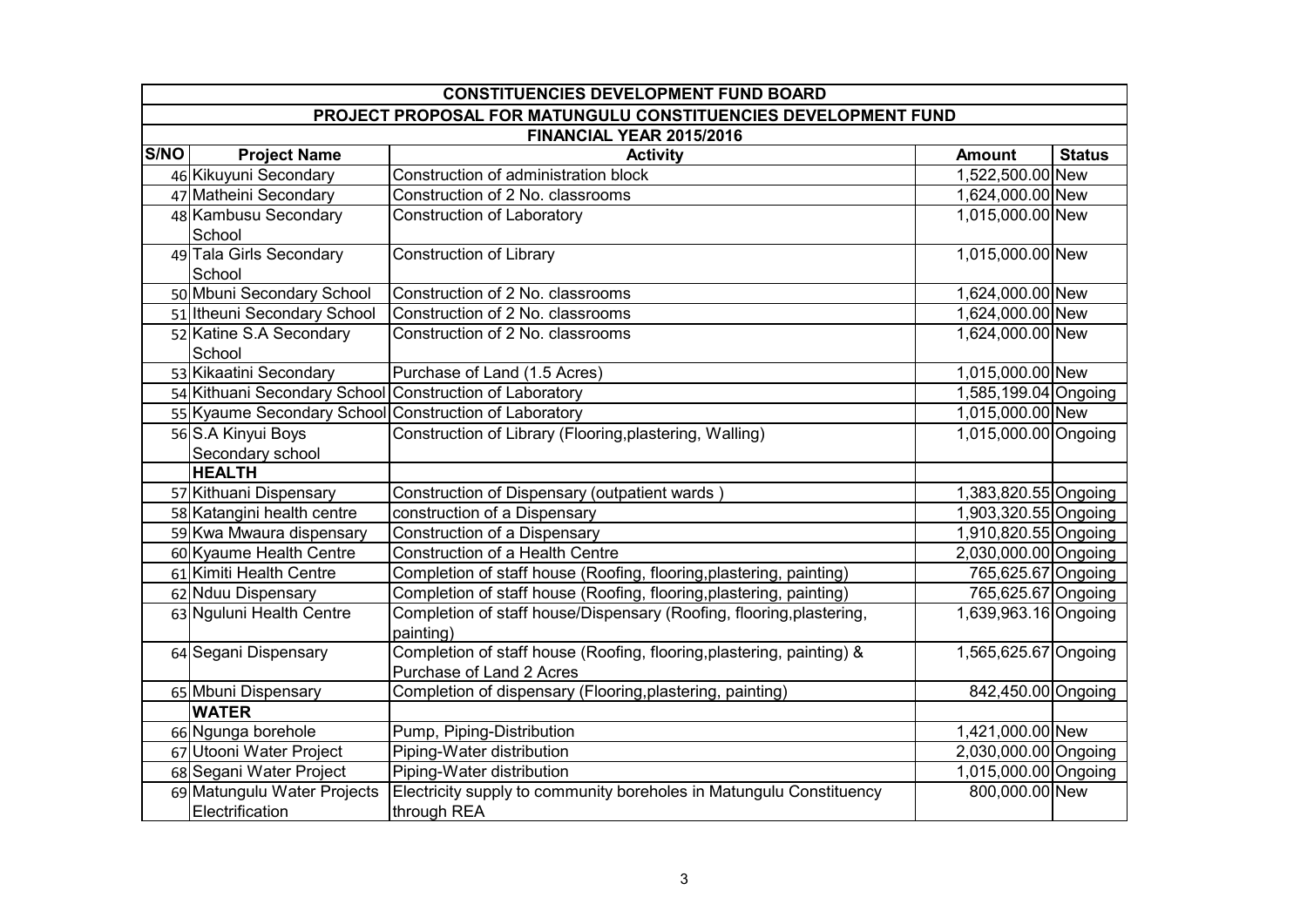| CONSTITUENCIES DEVELOPMENT FUND BOARD | | | | |
|---|---|---|---|---|
| PROJECT PROPOSAL FOR MATUNGULU CONSTITUENCIES DEVELOPMENT FUND | | | | |
| FINANCIAL YEAR 2015/2016 | | | | |
| **S/NO** | **Project Name** | **Activity** | **Amount** | **Status** |
| 46 | Kikuyuni Secondary | Construction of administration block | 1,522,500.00 | New |
| 47 | Matheini Secondary | Construction of 2 No. classrooms | 1,624,000.00 | New |
| 48 | Kambusu Secondary School | Construction of Laboratory | 1,015,000.00 | New |
| 49 | Tala Girls Secondary School | Construction of Library | 1,015,000.00 | New |
| 50 | Mbuni Secondary School | Construction of 2 No. classrooms | 1,624,000.00 | New |
| 51 | Itheuni Secondary School | Construction of 2 No. classrooms | 1,624,000.00 | New |
| 52 | Katine S.A Secondary School | Construction of 2 No. classrooms | 1,624,000.00 | New |
| 53 | Kikaatini Secondary | Purchase of Land (1.5 Acres) | 1,015,000.00 | New |
| 54 | Kithuani Secondary School | Construction of Laboratory | 1,585,199.04 | Ongoing |
| 55 | Kyaume Secondary School | Construction of Laboratory | 1,015,000.00 | New |
| 56 | S.A Kinyui Boys Secondary school | Construction of Library (Flooring,plastering, Walling) | 1,015,000.00 | Ongoing |
| | **HEALTH** | | | |
| 57 | Kithuani Dispensary | Construction of Dispensary (outpatient wards ) | 1,383,820.55 | Ongoing |
| 58 | Katangini health centre | construction of a Dispensary | 1,903,320.55 | Ongoing |
| 59 | Kwa Mwaura dispensary | Construction of a Dispensary | 1,910,820.55 | Ongoing |
| 60 | Kyaume Health Centre | Construction of a Health Centre | 2,030,000.00 | Ongoing |
| 61 | Kimiti Health Centre | Completion of staff house (Roofing, flooring,plastering, painting) | 765,625.67 | Ongoing |
| 62 | Nduu Dispensary | Completion of staff house (Roofing, flooring,plastering, painting) | 765,625.67 | Ongoing |
| 63 | Nguluni Health Centre | Completion of staff house/Dispensary (Roofing, flooring,plastering, painting) | 1,639,963.16 | Ongoing |
| 64 | Segani Dispensary | Completion of staff house (Roofing, flooring,plastering, painting) & Purchase of Land 2 Acres | 1,565,625.67 | Ongoing |
| 65 | Mbuni Dispensary | Completion of dispensary (Flooring,plastering, painting) | 842,450.00 | Ongoing |
| | **WATER** | | | |
| 66 | Ngunga borehole | Pump, Piping-Distribution | 1,421,000.00 | New |
| 67 | Utooni Water Project | Piping-Water distribution | 2,030,000.00 | Ongoing |
| 68 | Segani Water Project | Piping-Water distribution | 1,015,000.00 | Ongoing |
| 69 | Matungulu Water Projects Electrification | Electricity supply to community boreholes in Matungulu Constituency through REA | 800,000.00 | New |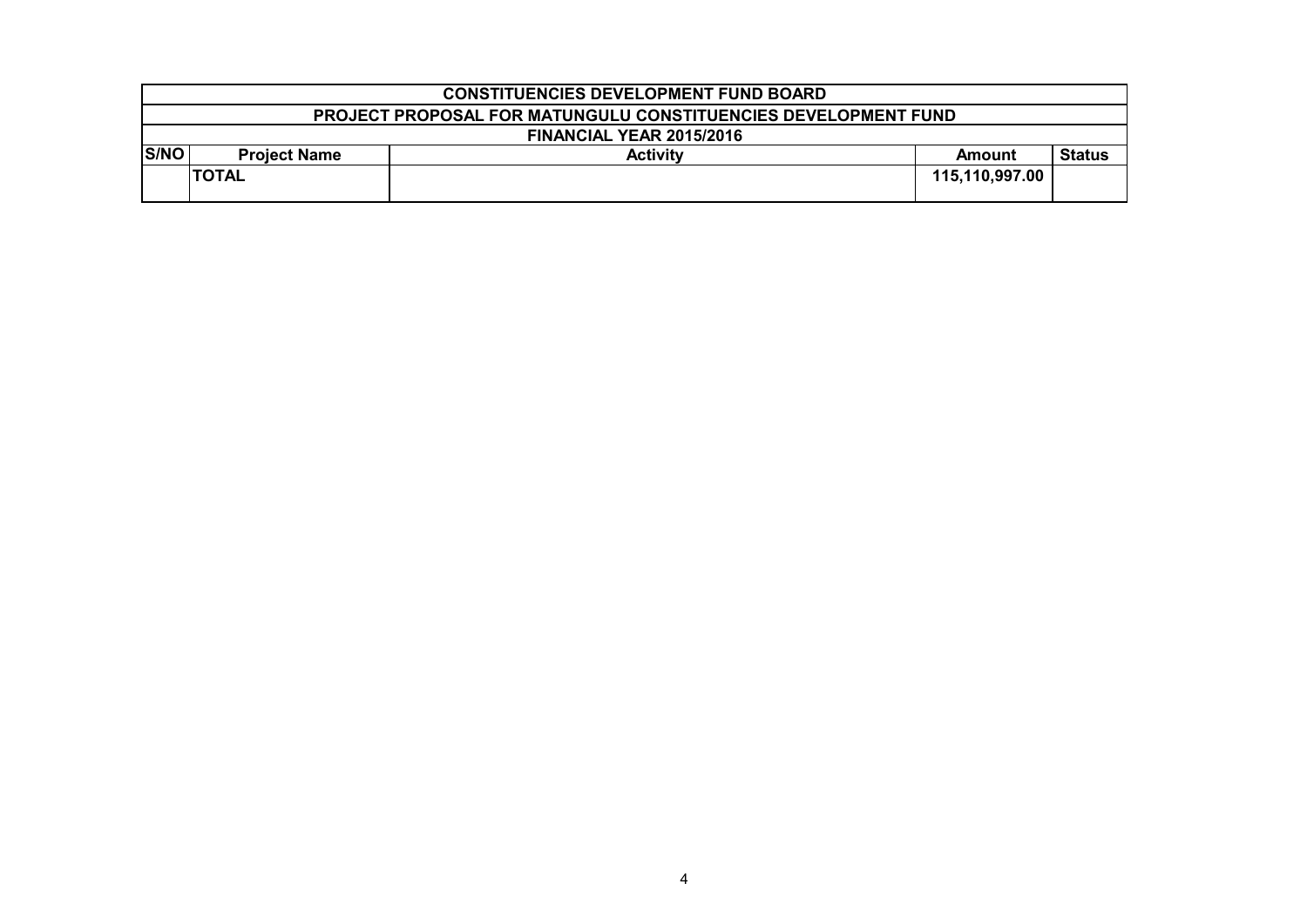| CONSTITUENCIES DEVELOPMENT FUND BOARD | | | | |
|---|---|---|---|---|
| PROJECT PROPOSAL FOR MATUNGULU CONSTITUENCIES DEVELOPMENT FUND | | | | |
| FINANCIAL YEAR 2015/2016 | | | | |
| S/NO | Project Name | Activity | Amount | Status |
| | TOTAL | | 115,110,997.00 | |